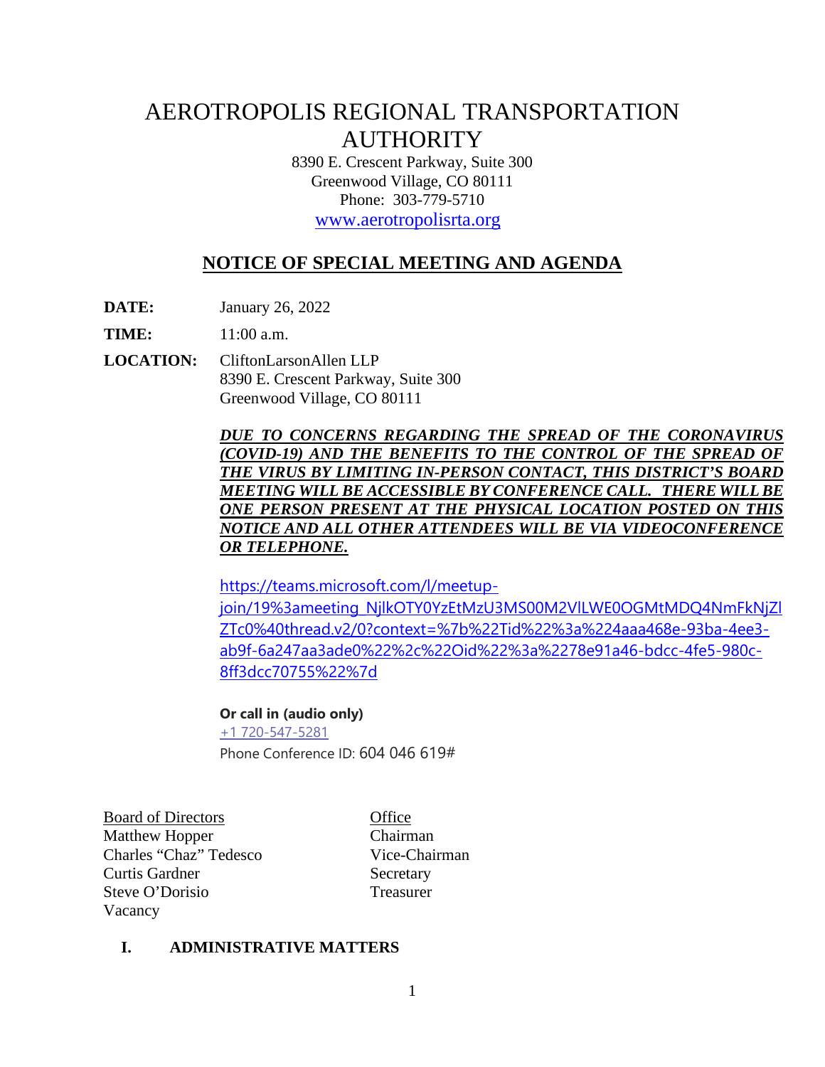# AEROTROPOLIS REGIONAL TRANSPORTATION AUTHORITY

8390 E. Crescent Parkway, Suite 300
Greenwood Village, CO 80111
Phone: 303-779-5710
www.aerotropolisrta.org

## NOTICE OF SPECIAL MEETING AND AGENDA

**DATE:** January 26, 2022

**TIME:** 11:00 a.m.

**LOCATION:** CliftonLarsonAllen LLP
8390 E. Crescent Parkway, Suite 300
Greenwood Village, CO 80111

***DUE TO CONCERNS REGARDING THE SPREAD OF THE CORONAVIRUS (COVID-19) AND THE BENEFITS TO THE CONTROL OF THE SPREAD OF THE VIRUS BY LIMITING IN-PERSON CONTACT, THIS DISTRICT'S BOARD MEETING WILL BE ACCESSIBLE BY CONFERENCE CALL. THERE WILL BE ONE PERSON PRESENT AT THE PHYSICAL LOCATION POSTED ON THIS NOTICE AND ALL OTHER ATTENDEES WILL BE VIA VIDEOCONFERENCE OR TELEPHONE.***

https://teams.microsoft.com/l/meetup-join/19%3ameeting_NjlkOTY0YzEtMzU3MS00M2VlLWE0OGMtMDQ4NmFkNjZlZTc0%40thread.v2/0?context=%7b%22Tid%22%3a%224aaa468e-93ba-4ee3-ab9f-6a247aa3ade0%22%2c%22Oid%22%3a%2278e91a46-bdcc-4fe5-980c-8ff3dcc70755%22%7d

**Or call in (audio only)**
+1 720-547-5281
Phone Conference ID: 604 046 619#

| Board of Directors | Office |
|---|---|
| Matthew Hopper | Chairman |
| Charles "Chaz" Tedesco | Vice-Chairman |
| Curtis Gardner | Secretary |
| Steve O'Dorisio | Treasurer |
| Vacancy | |

**I. ADMINISTRATIVE MATTERS**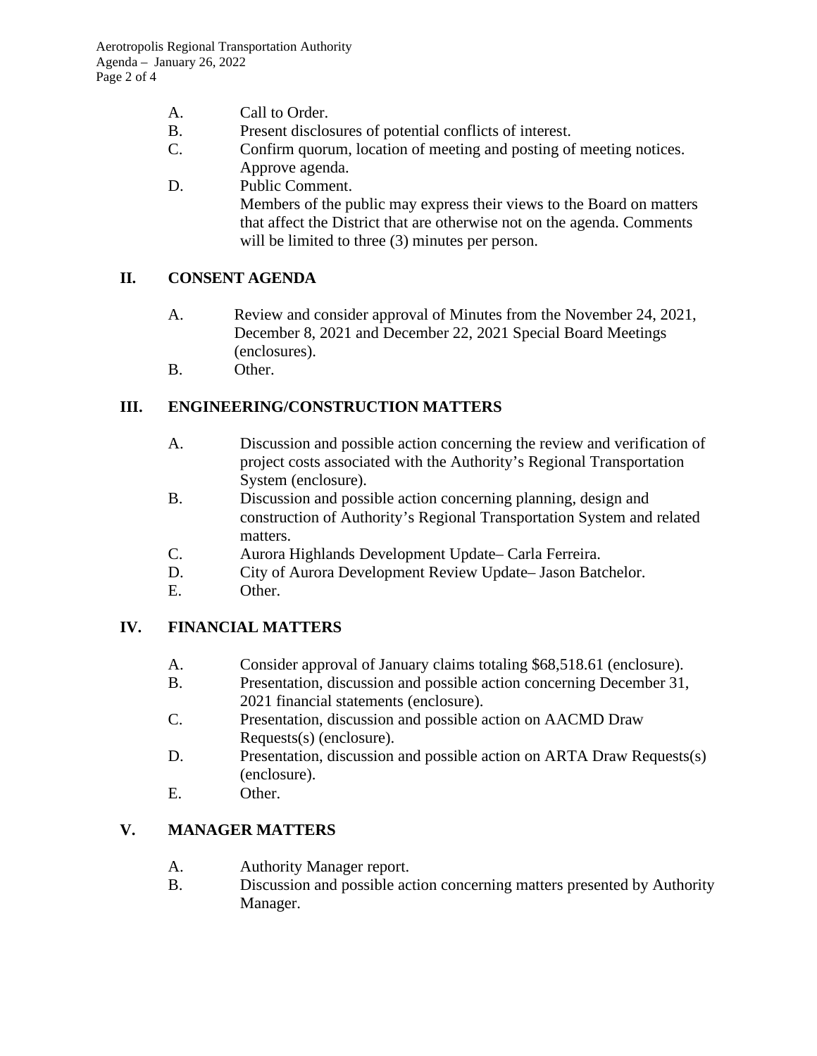A. Call to Order.

B. Present disclosures of potential conflicts of interest.

C. Confirm quorum, location of meeting and posting of meeting notices. Approve agenda.

D. Public Comment.
Members of the public may express their views to the Board on matters that affect the District that are otherwise not on the agenda. Comments will be limited to three (3) minutes per person.

## II. CONSENT AGENDA

A. Review and consider approval of Minutes from the November 24, 2021, December 8, 2021 and December 22, 2021 Special Board Meetings (enclosures).

B. Other.

## III. ENGINEERING/CONSTRUCTION MATTERS

A. Discussion and possible action concerning the review and verification of project costs associated with the Authority's Regional Transportation System (enclosure).

B. Discussion and possible action concerning planning, design and construction of Authority's Regional Transportation System and related matters.

C. Aurora Highlands Development Update– Carla Ferreira.

D. City of Aurora Development Review Update– Jason Batchelor.

E. Other.

## IV. FINANCIAL MATTERS

A. Consider approval of January claims totaling $68,518.61 (enclosure).

B. Presentation, discussion and possible action concerning December 31, 2021 financial statements (enclosure).

C. Presentation, discussion and possible action on AACMD Draw Requests(s) (enclosure).

D. Presentation, discussion and possible action on ARTA Draw Requests(s) (enclosure).

E. Other.

## V. MANAGER MATTERS

A. Authority Manager report.

B. Discussion and possible action concerning matters presented by Authority Manager.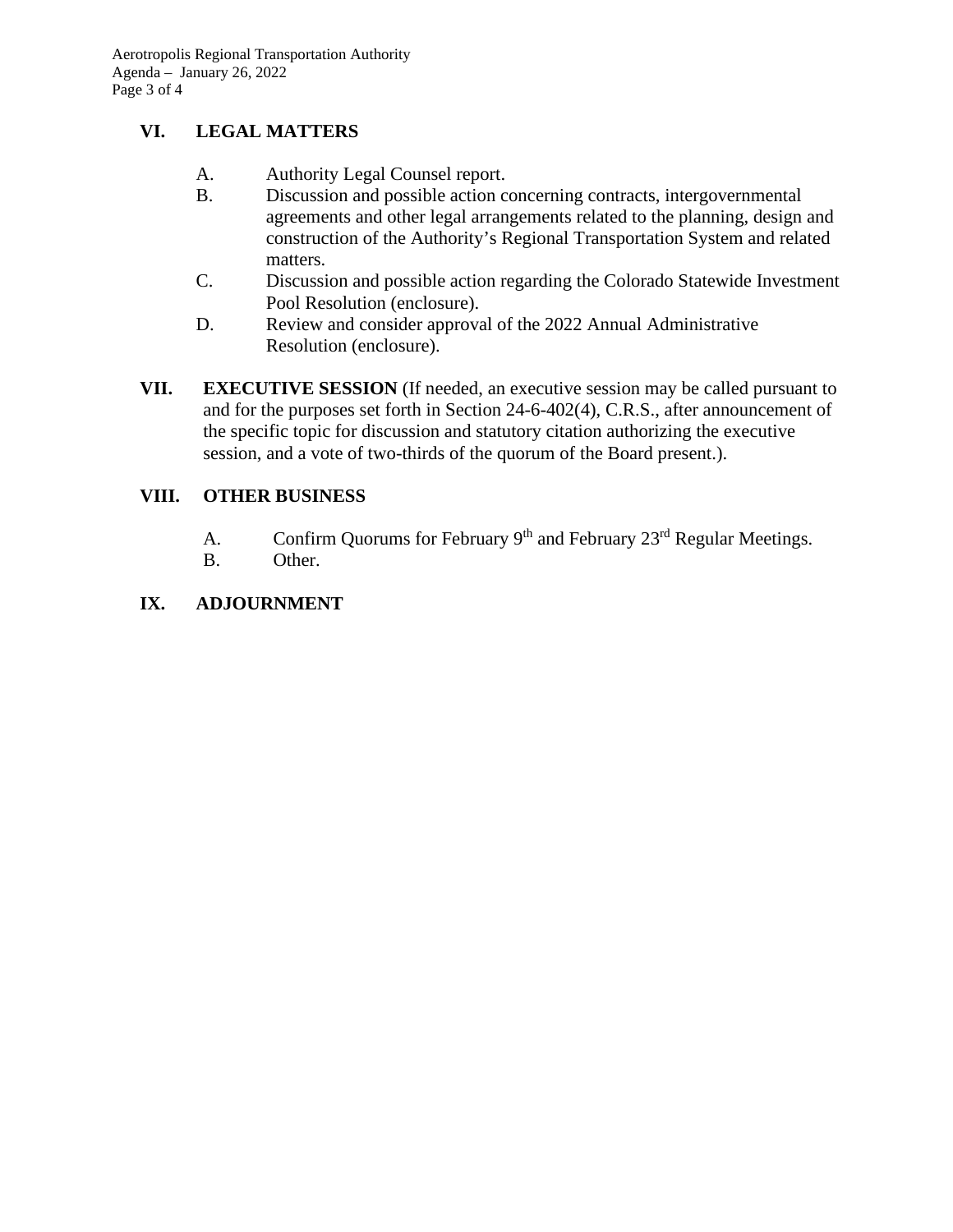## VI. LEGAL MATTERS

A. Authority Legal Counsel report.

B. Discussion and possible action concerning contracts, intergovernmental agreements and other legal arrangements related to the planning, design and construction of the Authority's Regional Transportation System and related matters.

C. Discussion and possible action regarding the Colorado Statewide Investment Pool Resolution (enclosure).

D. Review and consider approval of the 2022 Annual Administrative Resolution (enclosure).

## VII. EXECUTIVE SESSION

**EXECUTIVE SESSION** (If needed, an executive session may be called pursuant to and for the purposes set forth in Section 24-6-402(4), C.R.S., after announcement of the specific topic for discussion and statutory citation authorizing the executive session, and a vote of two-thirds of the quorum of the Board present.).

## VIII. OTHER BUSINESS

A. Confirm Quorums for February 9th and February 23rd Regular Meetings.

B. Other.

## IX. ADJOURNMENT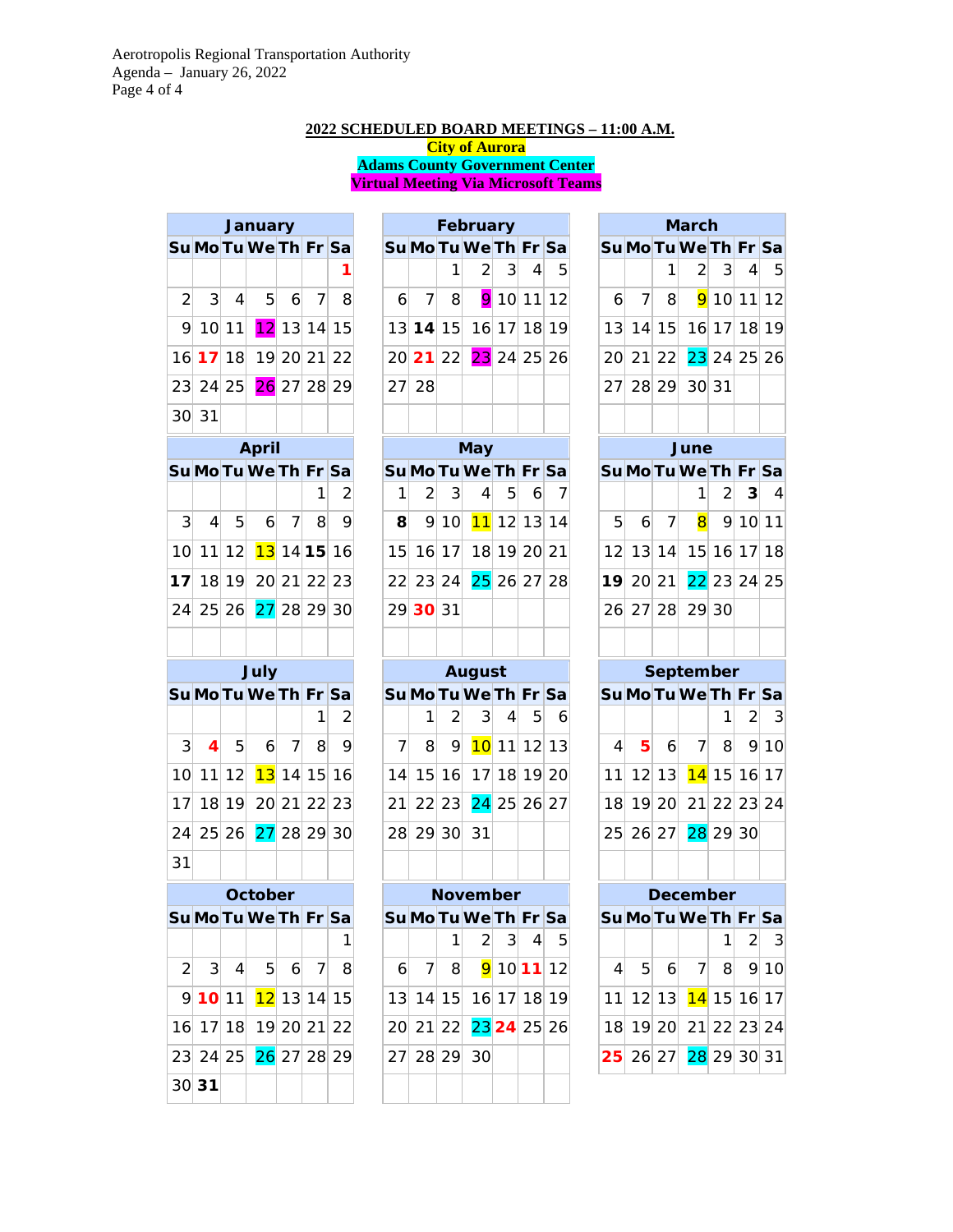## 2022 SCHEDULED BOARD MEETINGS – 11:00 A.M.

City of Aurora
Adams County Government Center
Virtual Meeting Via Microsoft Teams

**January**

| Su | Mo | Tu | We | Th | Fr | Sa |
|---|---|---|---|---|---|---|
| | | | | | | 1 |
| 2 | 3 | 4 | 5 | 6 | 7 | 8 |
| 9 | 10 | 11 | 12 | 13 | 14 | 15 |
| 16 | 17 | 18 | 19 | 20 | 21 | 22 |
| 23 | 24 | 25 | 26 | 27 | 28 | 29 |
| 30 | 31 | | | | | |

**February**

| Su | Mo | Tu | We | Th | Fr | Sa |
|---|---|---|---|---|---|---|
| | | 1 | 2 | 3 | 4 | 5 |
| 6 | 7 | 8 | 9 | 10 | 11 | 12 |
| 13 | 14 | 15 | 16 | 17 | 18 | 19 |
| 20 | 21 | 22 | 23 | 24 | 25 | 26 |
| 27 | 28 | | | | | |

**March**

| Su | Mo | Tu | We | Th | Fr | Sa |
|---|---|---|---|---|---|---|
| | | 1 | 2 | 3 | 4 | 5 |
| 6 | 7 | 8 | 9 | 10 | 11 | 12 |
| 13 | 14 | 15 | 16 | 17 | 18 | 19 |
| 20 | 21 | 22 | 23 | 24 | 25 | 26 |
| 27 | 28 | 29 | 30 | 31 | | |

**April**

| Su | Mo | Tu | We | Th | Fr | Sa |
|---|---|---|---|---|---|---|
| | | | | | 1 | 2 |
| 3 | 4 | 5 | 6 | 7 | 8 | 9 |
| 10 | 11 | 12 | 13 | 14 | 15 | 16 |
| 17 | 18 | 19 | 20 | 21 | 22 | 23 |
| 24 | 25 | 26 | 27 | 28 | 29 | 30 |

**May**

| Su | Mo | Tu | We | Th | Fr | Sa |
|---|---|---|---|---|---|---|
| 1 | 2 | 3 | 4 | 5 | 6 | 7 |
| 8 | 9 | 10 | 11 | 12 | 13 | 14 |
| 15 | 16 | 17 | 18 | 19 | 20 | 21 |
| 22 | 23 | 24 | 25 | 26 | 27 | 28 |
| 29 | 30 | 31 | | | | |

**June**

| Su | Mo | Tu | We | Th | Fr | Sa |
|---|---|---|---|---|---|---|
| | | | 1 | 2 | 3 | 4 |
| 5 | 6 | 7 | 8 | 9 | 10 | 11 |
| 12 | 13 | 14 | 15 | 16 | 17 | 18 |
| 19 | 20 | 21 | 22 | 23 | 24 | 25 |
| 26 | 27 | 28 | 29 | 30 | | |

**July**

| Su | Mo | Tu | We | Th | Fr | Sa |
|---|---|---|---|---|---|---|
| | | | | | 1 | 2 |
| 3 | 4 | 5 | 6 | 7 | 8 | 9 |
| 10 | 11 | 12 | 13 | 14 | 15 | 16 |
| 17 | 18 | 19 | 20 | 21 | 22 | 23 |
| 24 | 25 | 26 | 27 | 28 | 29 | 30 |
| 31 | | | | | | |

**August**

| Su | Mo | Tu | We | Th | Fr | Sa |
|---|---|---|---|---|---|---|
| | 1 | 2 | 3 | 4 | 5 | 6 |
| 7 | 8 | 9 | 10 | 11 | 12 | 13 |
| 14 | 15 | 16 | 17 | 18 | 19 | 20 |
| 21 | 22 | 23 | 24 | 25 | 26 | 27 |
| 28 | 29 | 30 | 31 | | | |

**September**

| Su | Mo | Tu | We | Th | Fr | Sa |
|---|---|---|---|---|---|---|
| | | | | 1 | 2 | 3 |
| 4 | 5 | 6 | 7 | 8 | 9 | 10 |
| 11 | 12 | 13 | 14 | 15 | 16 | 17 |
| 18 | 19 | 20 | 21 | 22 | 23 | 24 |
| 25 | 26 | 27 | 28 | 29 | 30 | |

**October**

| Su | Mo | Tu | We | Th | Fr | Sa |
|---|---|---|---|---|---|---|
| | | | | | | 1 |
| 2 | 3 | 4 | 5 | 6 | 7 | 8 |
| 9 | 10 | 11 | 12 | 13 | 14 | 15 |
| 16 | 17 | 18 | 19 | 20 | 21 | 22 |
| 23 | 24 | 25 | 26 | 27 | 28 | 29 |
| 30 | 31 | | | | | |

**November**

| Su | Mo | Tu | We | Th | Fr | Sa |
|---|---|---|---|---|---|---|
| | | 1 | 2 | 3 | 4 | 5 |
| 6 | 7 | 8 | 9 | 10 | 11 | 12 |
| 13 | 14 | 15 | 16 | 17 | 18 | 19 |
| 20 | 21 | 22 | 23 | 24 | 25 | 26 |
| 27 | 28 | 29 | 30 | | | |

**December**

| Su | Mo | Tu | We | Th | Fr | Sa |
|---|---|---|---|---|---|---|
| | | | | 1 | 2 | 3 |
| 4 | 5 | 6 | 7 | 8 | 9 | 10 |
| 11 | 12 | 13 | 14 | 15 | 16 | 17 |
| 18 | 19 | 20 | 21 | 22 | 23 | 24 |
| 25 | 26 | 27 | 28 | 29 | 30 | 31 |